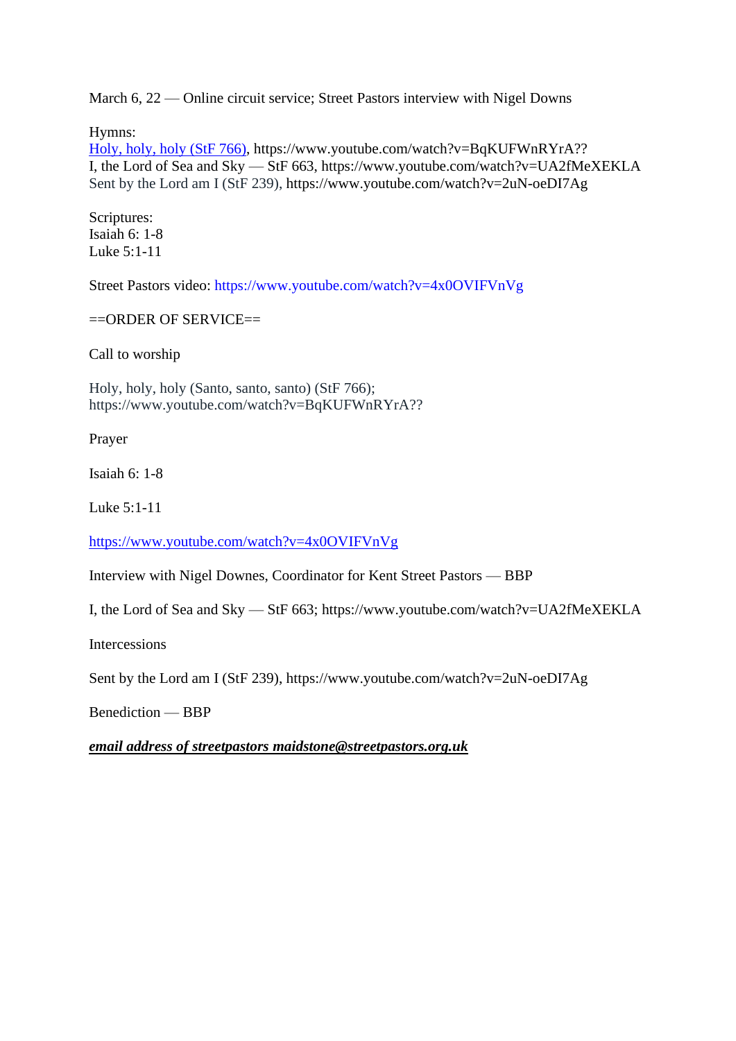March 6, 22 — Online circuit service; Street Pastors interview with Nigel Downs

Hymns:
Holy, holy, holy (StF 766), https://www.youtube.com/watch?v=BqKUFWnRYrA??
I, the Lord of Sea and Sky — StF 663, https://www.youtube.com/watch?v=UA2fMeXEKLA
Sent by the Lord am I (StF 239), https://www.youtube.com/watch?v=2uN-oeDI7Ag

Scriptures:
Isaiah 6: 1-8
Luke 5:1-11

Street Pastors video: https://www.youtube.com/watch?v=4x0OVIFVnVg

==ORDER OF SERVICE==

Call to worship

Holy, holy, holy (Santo, santo, santo) (StF 766);
https://www.youtube.com/watch?v=BqKUFWnRYrA??

Prayer

Isaiah 6: 1-8

Luke 5:1-11

https://www.youtube.com/watch?v=4x0OVIFVnVg

Interview with Nigel Downes, Coordinator for Kent Street Pastors — BBP

I, the Lord of Sea and Sky — StF 663; https://www.youtube.com/watch?v=UA2fMeXEKLA

Intercessions

Sent by the Lord am I (StF 239), https://www.youtube.com/watch?v=2uN-oeDI7Ag

Benediction — BBP

***email address of streetpastors maidstone@streetpastors.org.uk***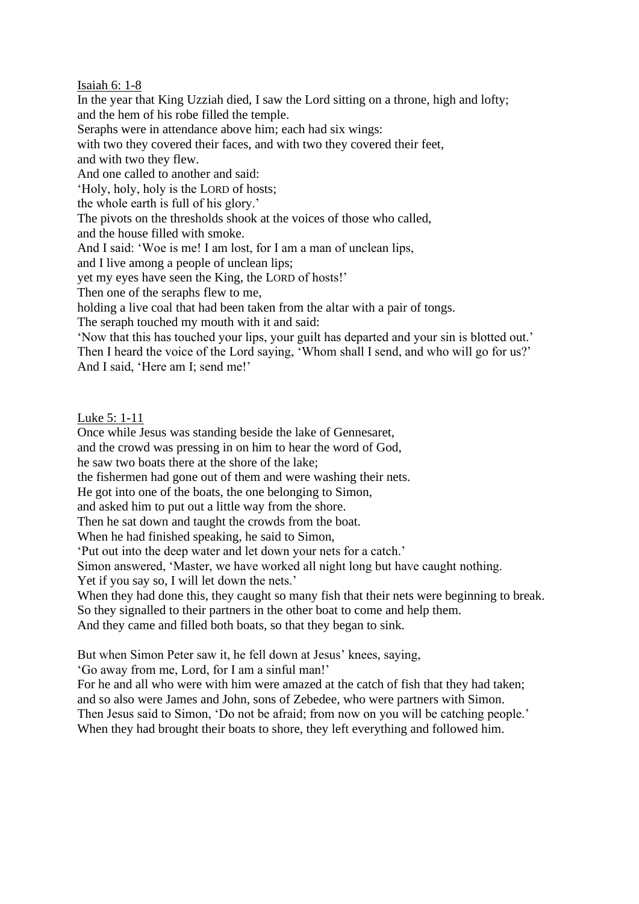Isaiah 6: 1-8

In the year that King Uzziah died, I saw the Lord sitting on a throne, high and lofty;
and the hem of his robe filled the temple.
Seraphs were in attendance above him; each had six wings:
with two they covered their faces, and with two they covered their feet,
and with two they flew.
And one called to another and said:
'Holy, holy, holy is the LORD of hosts;
the whole earth is full of his glory.'
The pivots on the thresholds shook at the voices of those who called,
and the house filled with smoke.
And I said: 'Woe is me! I am lost, for I am a man of unclean lips,
and I live among a people of unclean lips;
yet my eyes have seen the King, the LORD of hosts!'
Then one of the seraphs flew to me,
holding a live coal that had been taken from the altar with a pair of tongs.
The seraph touched my mouth with it and said:
'Now that this has touched your lips, your guilt has departed and your sin is blotted out.'
Then I heard the voice of the Lord saying, 'Whom shall I send, and who will go for us?'
And I said, 'Here am I; send me!'

Luke 5: 1-11

Once while Jesus was standing beside the lake of Gennesaret,
and the crowd was pressing in on him to hear the word of God,
he saw two boats there at the shore of the lake;
the fishermen had gone out of them and were washing their nets.
He got into one of the boats, the one belonging to Simon,
and asked him to put out a little way from the shore.
Then he sat down and taught the crowds from the boat.
When he had finished speaking, he said to Simon,
'Put out into the deep water and let down your nets for a catch.'
Simon answered, 'Master, we have worked all night long but have caught nothing.
Yet if you say so, I will let down the nets.'
When they had done this, they caught so many fish that their nets were beginning to break.
So they signalled to their partners in the other boat to come and help them.
And they came and filled both boats, so that they began to sink.

But when Simon Peter saw it, he fell down at Jesus' knees, saying,
'Go away from me, Lord, for I am a sinful man!'
For he and all who were with him were amazed at the catch of fish that they had taken;
and so also were James and John, sons of Zebedee, who were partners with Simon.
Then Jesus said to Simon, 'Do not be afraid; from now on you will be catching people.'
When they had brought their boats to shore, they left everything and followed him.